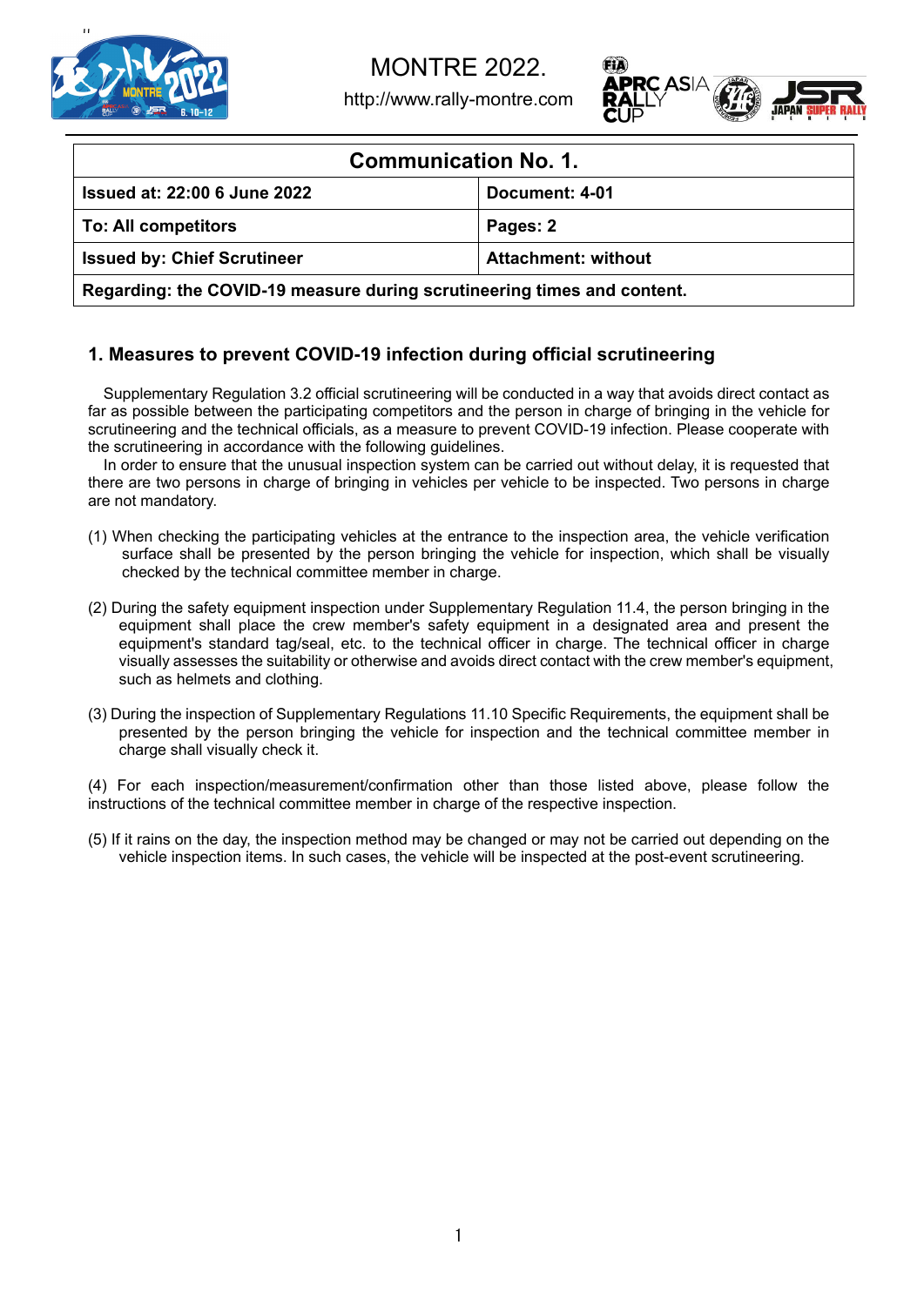MONTRE 2022.

http://www.rally-montre.com

| Communication No. 1. | |
|---|---|
| **Issued at: 22:00 6 June 2022** | **Document: 4-01** |
| **To: All competitors** | **Pages: 2** |
| **Issued by: Chief Scrutineer** | **Attachment: without** |
| **Regarding: the COVID-19 measure during scrutineering times and content.** | |

## 1. Measures to prevent COVID-19 infection during official scrutineering

Supplementary Regulation 3.2 official scrutineering will be conducted in a way that avoids direct contact as far as possible between the participating competitors and the person in charge of bringing in the vehicle for scrutineering and the technical officials, as a measure to prevent COVID-19 infection. Please cooperate with the scrutineering in accordance with the following guidelines.

In order to ensure that the unusual inspection system can be carried out without delay, it is requested that there are two persons in charge of bringing in vehicles per vehicle to be inspected. Two persons in charge are not mandatory.

(1) When checking the participating vehicles at the entrance to the inspection area, the vehicle verification surface shall be presented by the person bringing the vehicle for inspection, which shall be visually checked by the technical committee member in charge.

(2) During the safety equipment inspection under Supplementary Regulation 11.4, the person bringing in the equipment shall place the crew member's safety equipment in a designated area and present the equipment's standard tag/seal, etc. to the technical officer in charge. The technical officer in charge visually assesses the suitability or otherwise and avoids direct contact with the crew member's equipment, such as helmets and clothing.

(3) During the inspection of Supplementary Regulations 11.10 Specific Requirements, the equipment shall be presented by the person bringing the vehicle for inspection and the technical committee member in charge shall visually check it.

(4) For each inspection/measurement/confirmation other than those listed above, please follow the instructions of the technical committee member in charge of the respective inspection.

(5) If it rains on the day, the inspection method may be changed or may not be carried out depending on the vehicle inspection items. In such cases, the vehicle will be inspected at the post-event scrutineering.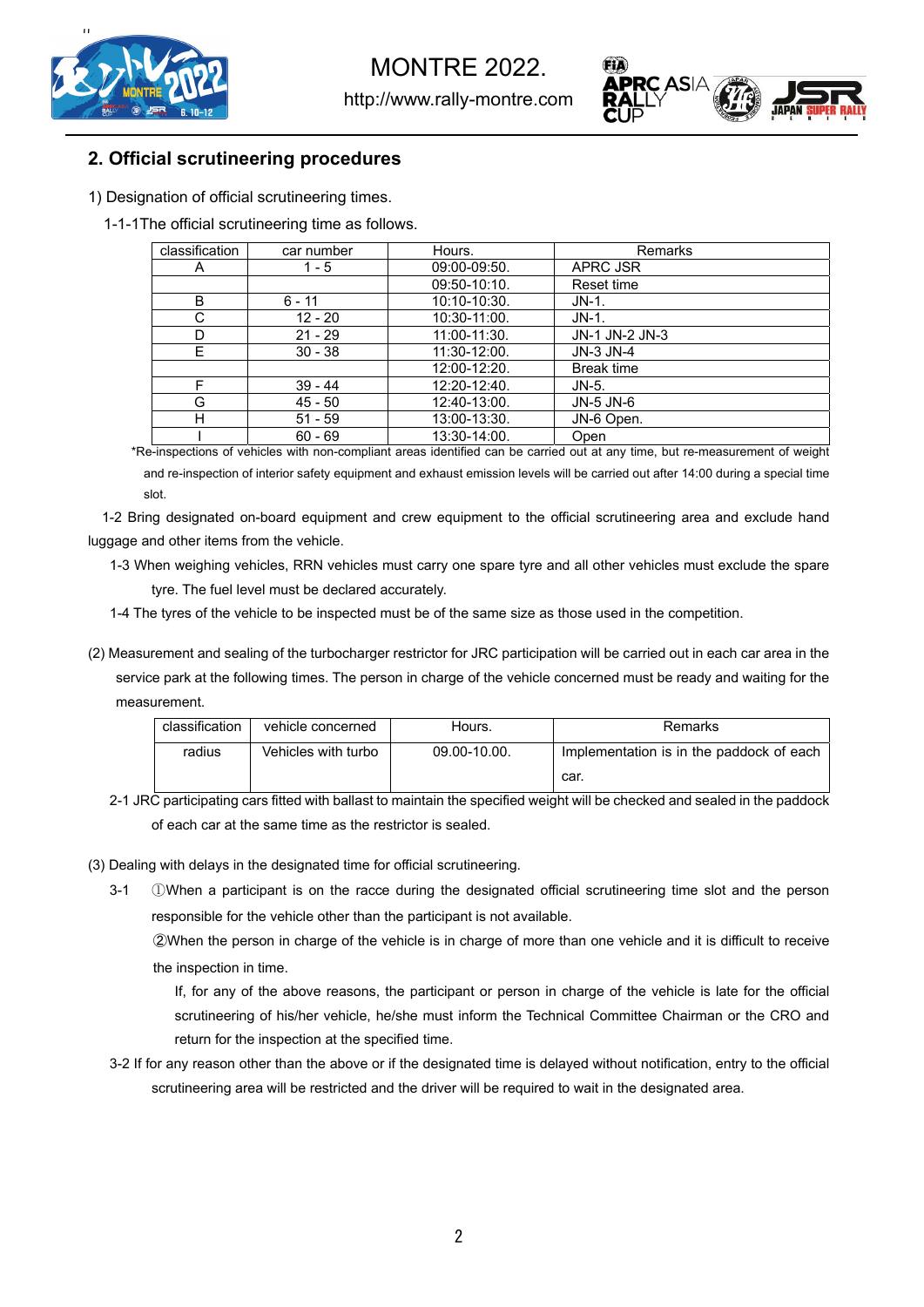## 2. Official scrutineering procedures

1) Designation of official scrutineering times.

1-1-1The official scrutineering time as follows.

| classification | car number | Hours. | Remarks |
|---|---|---|---|
| A | 1 - 5 | 09:00-09:50. | APRC JSR |
| | | 09:50-10:10. | Reset time |
| B | 6 - 11 | 10:10-10:30. | JN-1. |
| C | 12 - 20 | 10:30-11:00. | JN-1. |
| D | 21 - 29 | 11:00-11:30. | JN-1 JN-2 JN-3 |
| E | 30 - 38 | 11:30-12:00. | JN-3 JN-4 |
| | | 12:00-12:20. | Break time |
| F | 39 - 44 | 12:20-12:40. | JN-5. |
| G | 45 - 50 | 12:40-13:00. | JN-5 JN-6 |
| H | 51 - 59 | 13:00-13:30. | JN-6 Open. |
| I | 60 - 69 | 13:30-14:00. | Open |

*Re-inspections of vehicles with non-compliant areas identified can be carried out at any time, but re-measurement of weight and re-inspection of interior safety equipment and exhaust emission levels will be carried out after 14:00 during a special time slot.

1-2 Bring designated on-board equipment and crew equipment to the official scrutineering area and exclude hand luggage and other items from the vehicle.

1-3 When weighing vehicles, RRN vehicles must carry one spare tyre and all other vehicles must exclude the spare tyre. The fuel level must be declared accurately.

1-4 The tyres of the vehicle to be inspected must be of the same size as those used in the competition.

(2) Measurement and sealing of the turbocharger restrictor for JRC participation will be carried out in each car area in the service park at the following times. The person in charge of the vehicle concerned must be ready and waiting for the measurement.

| classification | vehicle concerned | Hours. | Remarks |
|---|---|---|---|
| radius | Vehicles with turbo | 09.00-10.00. | Implementation is in the paddock of each car. |

2-1 JRC participating cars fitted with ballast to maintain the specified weight will be checked and sealed in the paddock of each car at the same time as the restrictor is sealed.

(3) Dealing with delays in the designated time for official scrutineering.

3-1 ①When a participant is on the racce during the designated official scrutineering time slot and the person responsible for the vehicle other than the participant is not available.

②When the person in charge of the vehicle is in charge of more than one vehicle and it is difficult to receive the inspection in time.

If, for any of the above reasons, the participant or person in charge of the vehicle is late for the official scrutineering of his/her vehicle, he/she must inform the Technical Committee Chairman or the CRO and return for the inspection at the specified time.

3-2 If for any reason other than the above or if the designated time is delayed without notification, entry to the official scrutineering area will be restricted and the driver will be required to wait in the designated area.